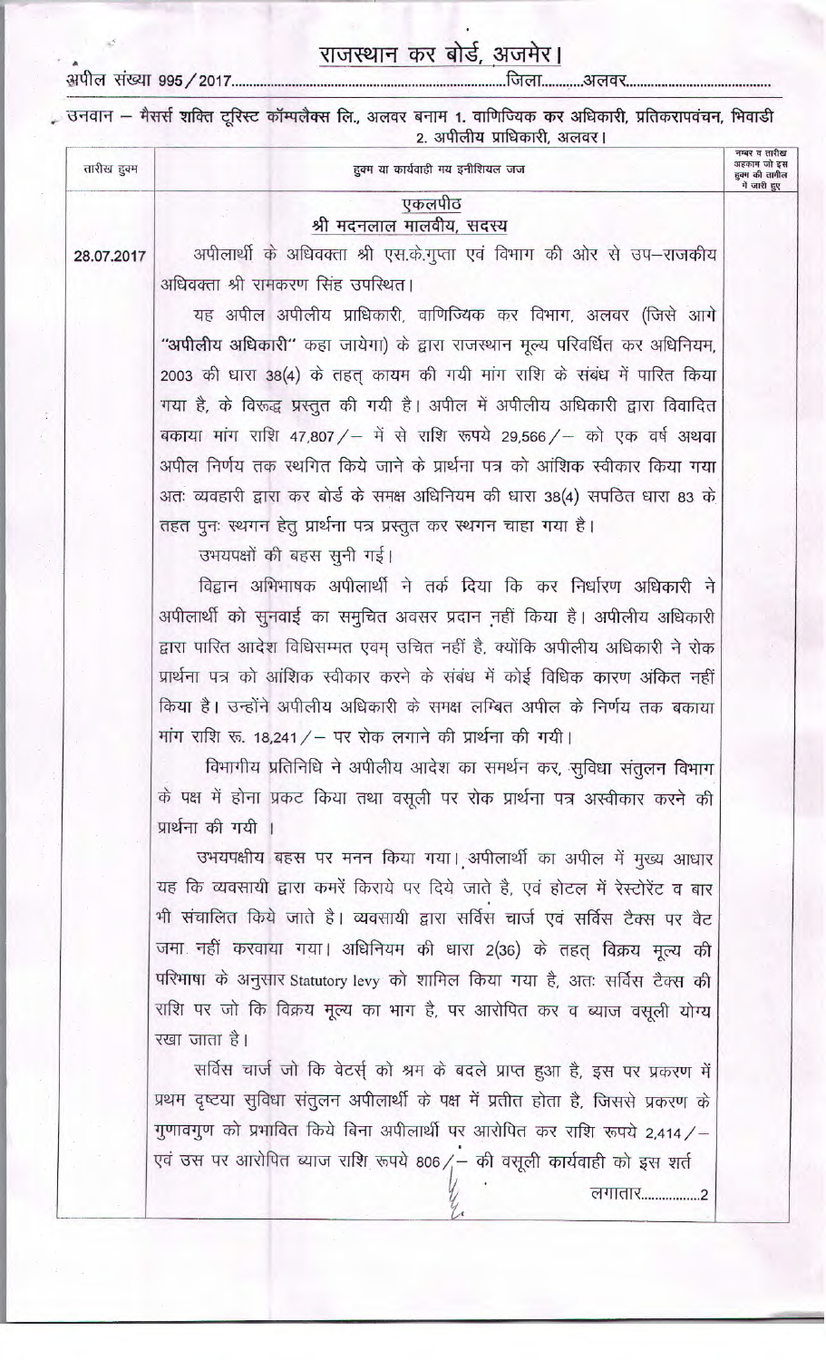# राजस्थान कर बोर्ड, अजमेर।

अपील संख्या 995/2017.......................................................................जिला...........अलवर.......................................

उनवान – मैसर्स शक्ति टूरिस्ट कॉम्पलैक्स लि., अलवर बनाम 1. वाणिज्यिक कर अधिकारी, प्रतिकरापवंचन, भिवाडी 2. अपीलीय प्राधिकारी, अलवर।

| तारीख हुक्म | हुक्म या कार्यवाही मय इनीशियल जज | नम्बर व तारीख अहकाम जो इस हुक्म की तामील में जारी हुए |
|---|---|---|
| | **एकलपीठ**<br>**श्री मदनलाल मालवीय, सदस्य** | |
| 28.07.2017 | अपीलार्थी के अधिवक्ता श्री एस.के.गुप्ता एवं विभाग की ओर से उप–राजकीय अधिवक्ता श्री रामकरण सिंह उपस्थित।<br><br>यह अपील अपीलीय प्राधिकारी, वाणिज्यिक कर विभाग, अलवर (जिसे आगे "अपीलीय अधिकारी" कहा जायेगा) के द्वारा राजस्थान मूल्य परिवर्धित कर अधिनियम, 2003 की धारा 38(4) के तहत् कायम की गयी मांग राशि के संबंध में पारित किया गया है, के विरूद्ध प्रस्तुत की गयी है। अपील में अपीलीय अधिकारी द्वारा विवादित बकाया मांग राशि 47,807/– में से राशि रूपये 29,566/– को एक वर्ष अथवा अपील निर्णय तक स्थगित किये जाने के प्रार्थना पत्र को आंशिक स्वीकार किया गया अतः व्यवहारी द्वारा कर बोर्ड के समक्ष अधिनियम की धारा 38(4) सपठित धारा 83 के तहत पुनः स्थगन हेतु प्रार्थना पत्र प्रस्तुत कर स्थगन चाहा गया है।<br><br>उभयपक्षों की बहस सुनी गई।<br><br>विद्वान अभिभाषक अपीलार्थी ने तर्क दिया कि कर निर्धारण अधिकारी ने अपीलार्थी को सुनवाई का समुचित अवसर प्रदान नहीं किया है। अपीलीय अधिकारी द्वारा पारित आदेश विधिसम्मत एवम् उचित नहीं है, क्योंकि अपीलीय अधिकारी ने रोक प्रार्थना पत्र को आंशिक स्वीकार करने के संबंध में कोई विधिक कारण अंकित नहीं किया है। उन्होंने अपीलीय अधिकारी के समक्ष लम्बित अपील के निर्णय तक बकाया मांग राशि रू. 18,241/– पर रोक लगाने की प्रार्थना की गयी।<br><br>विभागीय प्रतिनिधि ने अपीलीय आदेश का समर्थन कर, सुविधा संतुलन विभाग के पक्ष में होना प्रकट किया तथा वसूली पर रोक प्रार्थना पत्र अस्वीकार करने की प्रार्थना की गयी ।<br><br>उभयपक्षीय बहस पर मनन किया गया। अपीलार्थी का अपील में मुख्य आधार यह कि व्यवसायी द्वारा कमरें किराये पर दिये जाते है, एवं होटल में रेस्टोरेंट व बार भी संचालित किये जाते है। व्यवसायी द्वारा सर्विस चार्ज एवं सर्विस टैक्स पर वैट जमा नहीं करवाया गया। अधिनियम की धारा 2(36) के तहत् विक्रय मूल्य की परिभाषा के अनुसार Statutory levy को शामिल किया गया है, अतः सर्विस टैक्स की राशि पर जो कि विक्रय मूल्य का भाग है, पर आरोपित कर व ब्याज वसूली योग्य रखा जाता है।<br><br>सर्विस चार्ज जो कि वेटर्स् को श्रम के बदले प्राप्त हुआ है, इस पर प्रकरण में प्रथम दृष्टया सुविधा संतुलन अपीलार्थी के पक्ष में प्रतीत होता है, जिससे प्रकरण के गुणावगुण को प्रभावित किये बिना अपीलार्थी पर आरोपित कर राशि रूपये 2,414/– एवं उस पर आरोपित ब्याज राशि रूपये 806/– की वसूली कार्यवाही को इस शर्त<br><br>लगातार.................2 | |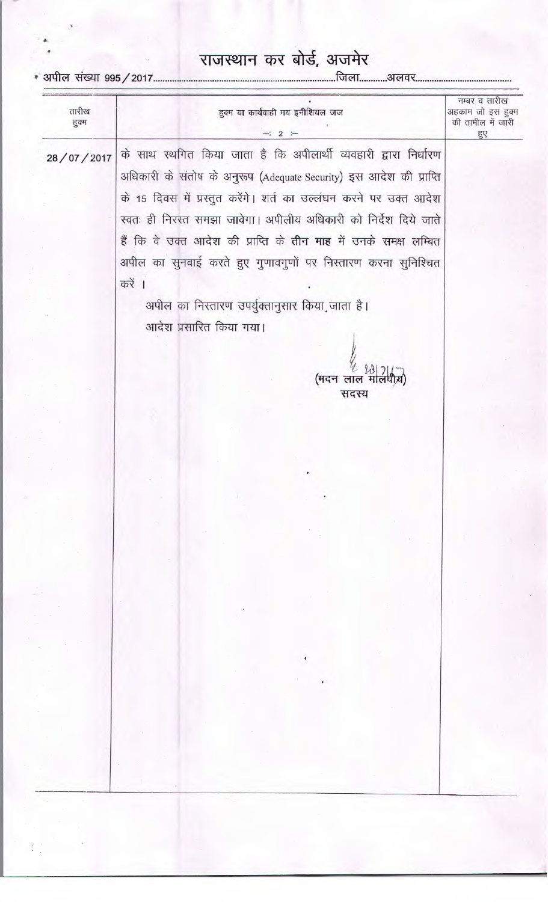# राजस्थान कर बोर्ड, अजमेर

अपील संख्या 995/2017..............................................................जिला...........अलवर.........................................

| तारीख हुक्म | हुक्म या कार्यवाही मय इनीशियल जज<br>-: 2 :- | नम्बर व तारीख अहकाम जो इस हुक्म की तामील में जारी हुए |
|---|---|---|
| 28/07/2017 | के साथ स्थगित किया जाता है कि अपीलार्थी व्यवहारी द्वारा निर्धारण अधिकारी के संतोष के अनुरूप (Adequate Security) इस आदेश की प्राप्ति के 15 दिवस में प्रस्तुत करेंगे। शर्त का उल्लंघन करने पर उक्त आदेश स्वतः ही निरस्त समझा जावेगा। अपीलीय अधिकारी को निर्देश दिये जाते हैं कि वे उक्त आदेश की प्राप्ति के **तीन माह** में उनके समक्ष लम्बित अपील का सुनवाई करते हुए गुणावगुणों पर निस्तारण करना सुनिश्चित करें ।<br><br>अपील का निस्तारण उपर्युक्तानुसार किया जाता है।<br>आदेश प्रसारित किया गया।<br><br>28/7/17<br>(मदन लाल मालवीय)<br>सदस्य | |